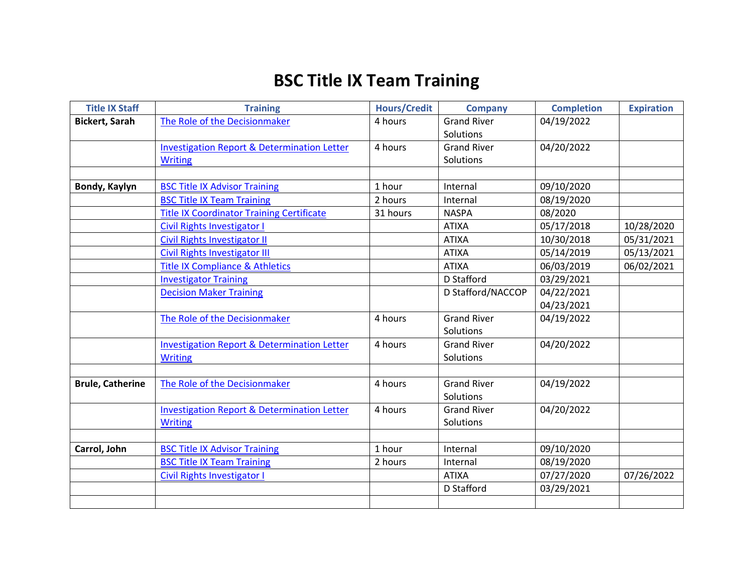# BSC Title IX Team Training

| Title IX Staff | Training | Hours/Credit | Company | Completion | Expiration |
|---|---|---|---|---|---|
| **Bickert, Sarah** | The Role of the Decisionmaker | 4 hours | Grand River Solutions | 04/19/2022 | |
| | Investigation Report & Determination Letter Writing | 4 hours | Grand River Solutions | 04/20/2022 | |
| | | | | | |
| **Bondy, Kaylyn** | BSC Title IX Advisor Training | 1 hour | Internal | 09/10/2020 | |
| | BSC Title IX Team Training | 2 hours | Internal | 08/19/2020 | |
| | Title IX Coordinator Training Certificate | 31 hours | NASPA | 08/2020 | |
| | Civil Rights Investigator I | | ATIXA | 05/17/2018 | 10/28/2020 |
| | Civil Rights Investigator II | | ATIXA | 10/30/2018 | 05/31/2021 |
| | Civil Rights Investigator III | | ATIXA | 05/14/2019 | 05/13/2021 |
| | Title IX Compliance & Athletics | | ATIXA | 06/03/2019 | 06/02/2021 |
| | Investigator Training | | D Stafford | 03/29/2021 | |
| | Decision Maker Training | | D Stafford/NACCOP | 04/22/2021 04/23/2021 | |
| | The Role of the Decisionmaker | 4 hours | Grand River Solutions | 04/19/2022 | |
| | Investigation Report & Determination Letter Writing | 4 hours | Grand River Solutions | 04/20/2022 | |
| | | | | | |
| **Brule, Catherine** | The Role of the Decisionmaker | 4 hours | Grand River Solutions | 04/19/2022 | |
| | Investigation Report & Determination Letter Writing | 4 hours | Grand River Solutions | 04/20/2022 | |
| | | | | | |
| **Carrol, John** | BSC Title IX Advisor Training | 1 hour | Internal | 09/10/2020 | |
| | BSC Title IX Team Training | 2 hours | Internal | 08/19/2020 | |
| | Civil Rights Investigator I | | ATIXA | 07/27/2020 | 07/26/2022 |
| | | | D Stafford | 03/29/2021 | |
| | | | | | |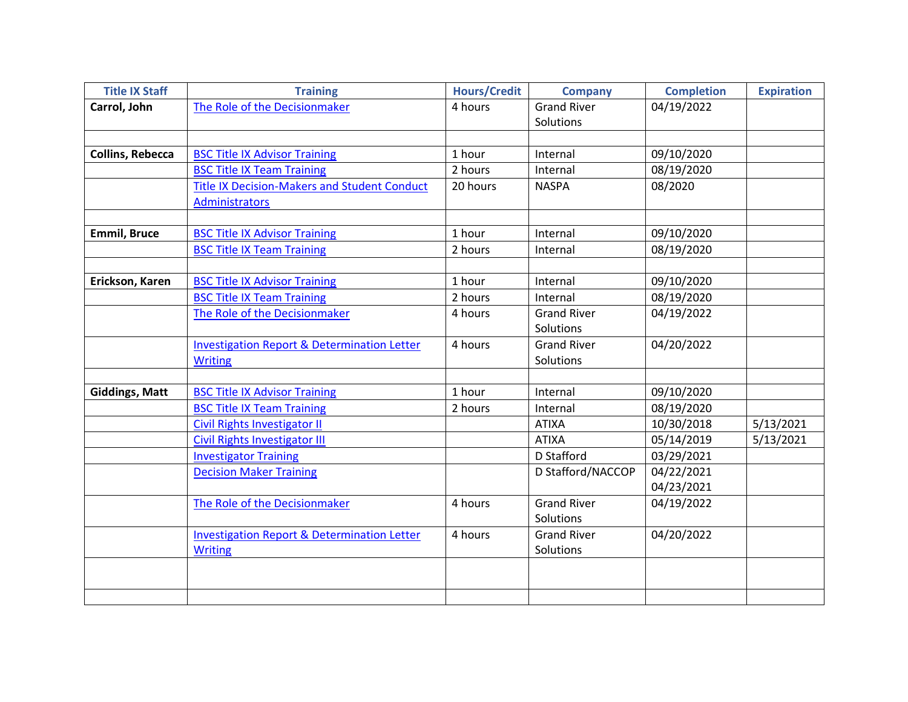| Title IX Staff | Training | Hours/Credit | Company | Completion | Expiration |
|---|---|---|---|---|---|
| **Carrol, John** | The Role of the Decisionmaker | 4 hours | Grand River Solutions | 04/19/2022 | |
| | | | | | |
| **Collins, Rebecca** | BSC Title IX Advisor Training | 1 hour | Internal | 09/10/2020 | |
| | BSC Title IX Team Training | 2 hours | Internal | 08/19/2020 | |
| | Title IX Decision-Makers and Student Conduct Administrators | 20 hours | NASPA | 08/2020 | |
| | | | | | |
| **Emmil, Bruce** | BSC Title IX Advisor Training | 1 hour | Internal | 09/10/2020 | |
| | BSC Title IX Team Training | 2 hours | Internal | 08/19/2020 | |
| | | | | | |
| **Erickson, Karen** | BSC Title IX Advisor Training | 1 hour | Internal | 09/10/2020 | |
| | BSC Title IX Team Training | 2 hours | Internal | 08/19/2020 | |
| | The Role of the Decisionmaker | 4 hours | Grand River Solutions | 04/19/2022 | |
| | Investigation Report & Determination Letter Writing | 4 hours | Grand River Solutions | 04/20/2022 | |
| | | | | | |
| **Giddings, Matt** | BSC Title IX Advisor Training | 1 hour | Internal | 09/10/2020 | |
| | BSC Title IX Team Training | 2 hours | Internal | 08/19/2020 | |
| | Civil Rights Investigator II | | ATIXA | 10/30/2018 | 5/13/2021 |
| | Civil Rights Investigator III | | ATIXA | 05/14/2019 | 5/13/2021 |
| | Investigator Training | | D Stafford | 03/29/2021 | |
| | Decision Maker Training | | D Stafford/NACCOP | 04/22/2021 04/23/2021 | |
| | The Role of the Decisionmaker | 4 hours | Grand River Solutions | 04/19/2022 | |
| | Investigation Report & Determination Letter Writing | 4 hours | Grand River Solutions | 04/20/2022 | |
| | | | | | |
| | | | | | |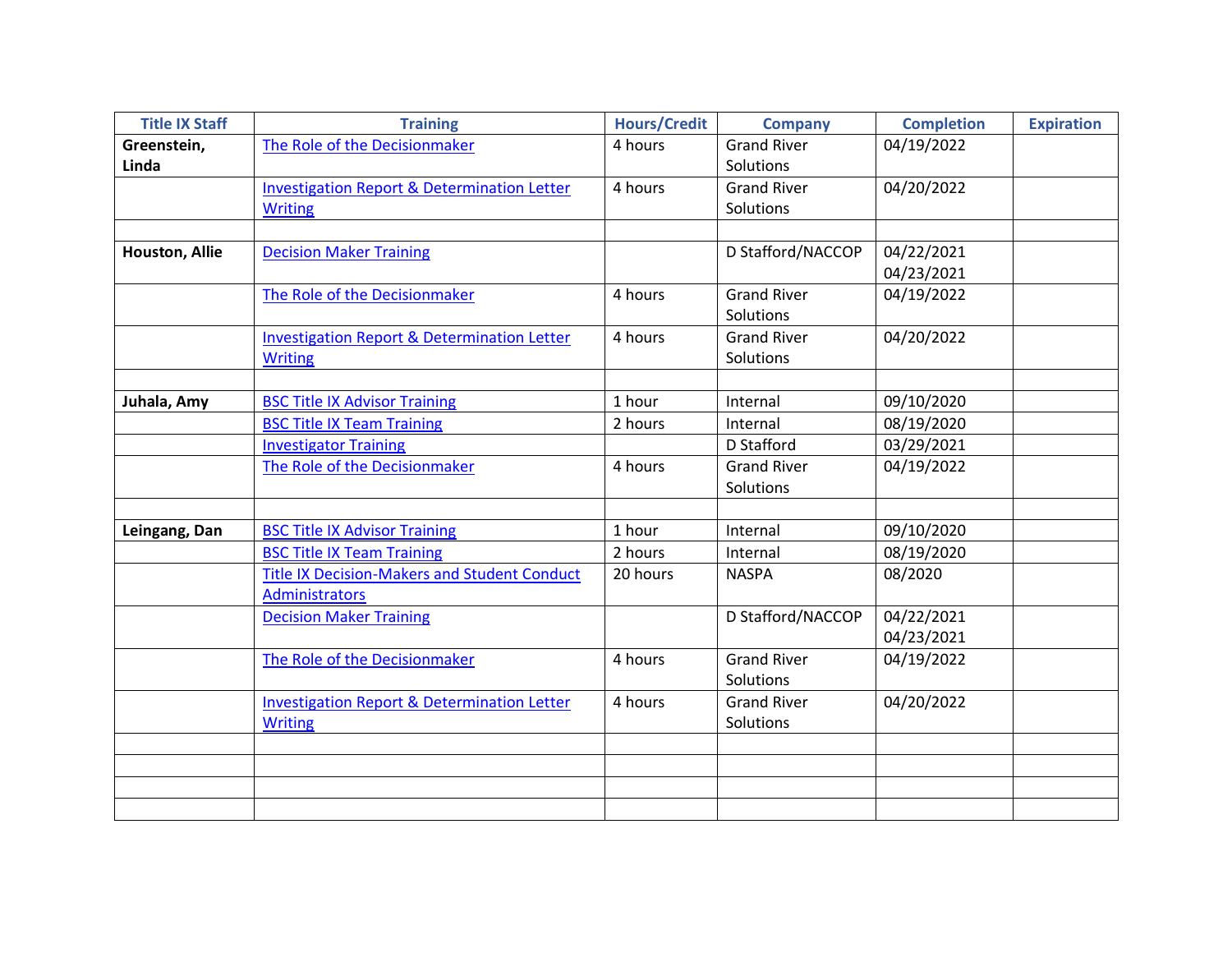| Title IX Staff | Training | Hours/Credit | Company | Completion | Expiration |
|---|---|---|---|---|---|
| **Greenstein, Linda** | The Role of the Decisionmaker | 4 hours | Grand River Solutions | 04/19/2022 | |
| | Investigation Report & Determination Letter Writing | 4 hours | Grand River Solutions | 04/20/2022 | |
| | | | | | |
| **Houston, Allie** | Decision Maker Training | | D Stafford/NACCOP | 04/22/2021 04/23/2021 | |
| | The Role of the Decisionmaker | 4 hours | Grand River Solutions | 04/19/2022 | |
| | Investigation Report & Determination Letter Writing | 4 hours | Grand River Solutions | 04/20/2022 | |
| | | | | | |
| **Juhala, Amy** | BSC Title IX Advisor Training | 1 hour | Internal | 09/10/2020 | |
| | BSC Title IX Team Training | 2 hours | Internal | 08/19/2020 | |
| | Investigator Training | | D Stafford | 03/29/2021 | |
| | The Role of the Decisionmaker | 4 hours | Grand River Solutions | 04/19/2022 | |
| | | | | | |
| **Leingang, Dan** | BSC Title IX Advisor Training | 1 hour | Internal | 09/10/2020 | |
| | BSC Title IX Team Training | 2 hours | Internal | 08/19/2020 | |
| | Title IX Decision-Makers and Student Conduct Administrators | 20 hours | NASPA | 08/2020 | |
| | Decision Maker Training | | D Stafford/NACCOP | 04/22/2021 04/23/2021 | |
| | The Role of the Decisionmaker | 4 hours | Grand River Solutions | 04/19/2022 | |
| | Investigation Report & Determination Letter Writing | 4 hours | Grand River Solutions | 04/20/2022 | |
| | | | | | |
| | | | | | |
| | | | | | |
| | | | | | |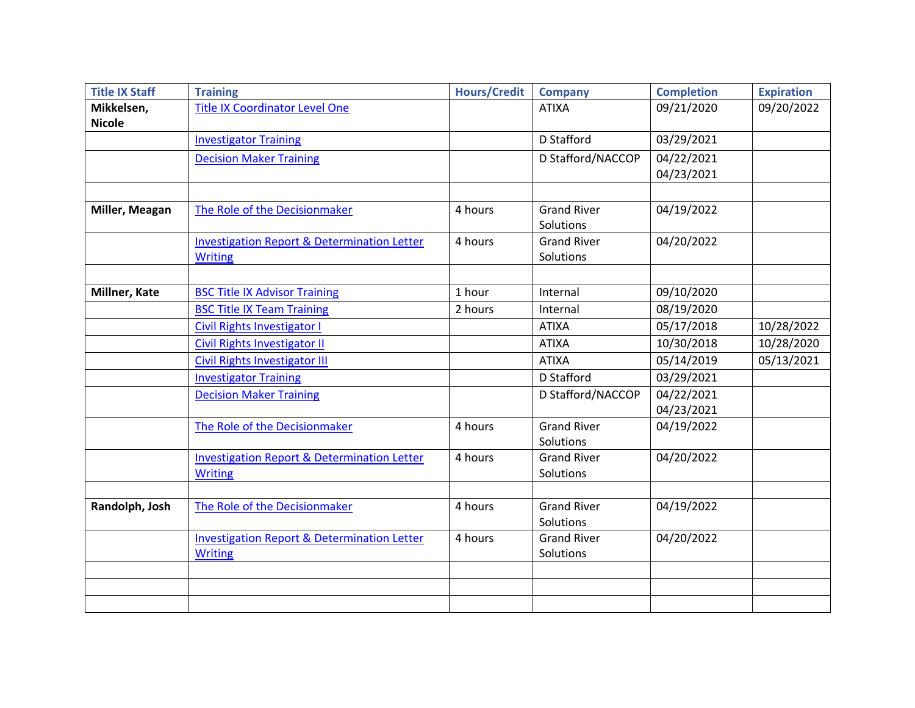| Title IX Staff | Training | Hours/Credit | Company | Completion | Expiration |
| --- | --- | --- | --- | --- | --- |
| **Mikkelsen, Nicole** | Title IX Coordinator Level One | | ATIXA | 09/21/2020 | 09/20/2022 |
| | Investigator Training | | D Stafford | 03/29/2021 | |
| | Decision Maker Training | | D Stafford/NACCOP | 04/22/2021 04/23/2021 | |
| | | | | | |
| **Miller, Meagan** | The Role of the Decisionmaker | 4 hours | Grand River Solutions | 04/19/2022 | |
| | Investigation Report & Determination Letter Writing | 4 hours | Grand River Solutions | 04/20/2022 | |
| | | | | | |
| **Millner, Kate** | BSC Title IX Advisor Training | 1 hour | Internal | 09/10/2020 | |
| | BSC Title IX Team Training | 2 hours | Internal | 08/19/2020 | |
| | Civil Rights Investigator I | | ATIXA | 05/17/2018 | 10/28/2022 |
| | Civil Rights Investigator II | | ATIXA | 10/30/2018 | 10/28/2020 |
| | Civil Rights Investigator III | | ATIXA | 05/14/2019 | 05/13/2021 |
| | Investigator Training | | D Stafford | 03/29/2021 | |
| | Decision Maker Training | | D Stafford/NACCOP | 04/22/2021 04/23/2021 | |
| | The Role of the Decisionmaker | 4 hours | Grand River Solutions | 04/19/2022 | |
| | Investigation Report & Determination Letter Writing | 4 hours | Grand River Solutions | 04/20/2022 | |
| | | | | | |
| **Randolph, Josh** | The Role of the Decisionmaker | 4 hours | Grand River Solutions | 04/19/2022 | |
| | Investigation Report & Determination Letter Writing | 4 hours | Grand River Solutions | 04/20/2022 | |
| | | | | | |
| | | | | | |
| | | | | | |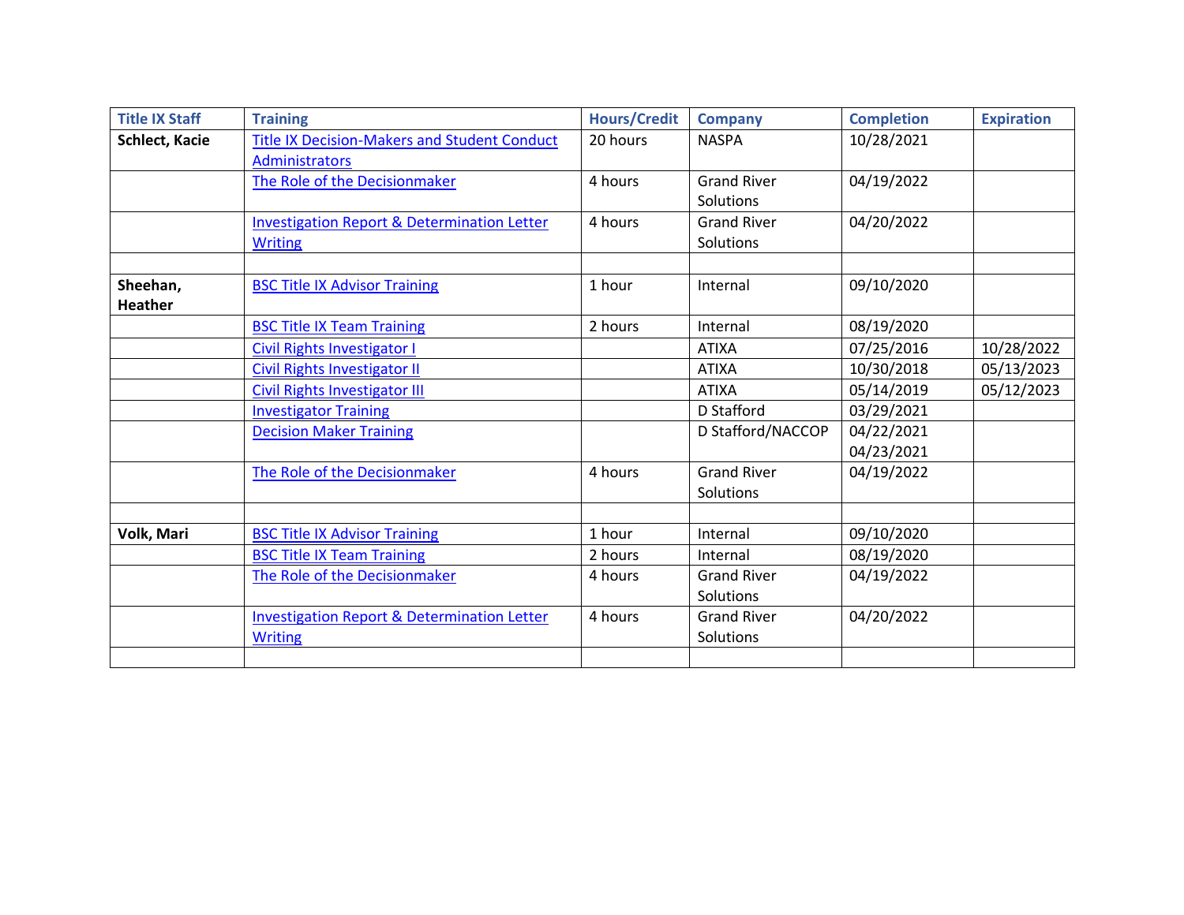| Title IX Staff | Training | Hours/Credit | Company | Completion | Expiration |
|---|---|---|---|---|---|
| **Schlect, Kacie** | Title IX Decision-Makers and Student Conduct Administrators | 20 hours | NASPA | 10/28/2021 | |
| | The Role of the Decisionmaker | 4 hours | Grand River Solutions | 04/19/2022 | |
| | Investigation Report & Determination Letter Writing | 4 hours | Grand River Solutions | 04/20/2022 | |
| | | | | | |
| **Sheehan, Heather** | BSC Title IX Advisor Training | 1 hour | Internal | 09/10/2020 | |
| | BSC Title IX Team Training | 2 hours | Internal | 08/19/2020 | |
| | Civil Rights Investigator I | | ATIXA | 07/25/2016 | 10/28/2022 |
| | Civil Rights Investigator II | | ATIXA | 10/30/2018 | 05/13/2023 |
| | Civil Rights Investigator III | | ATIXA | 05/14/2019 | 05/12/2023 |
| | Investigator Training | | D Stafford | 03/29/2021 | |
| | Decision Maker Training | | D Stafford/NACCOP | 04/22/2021 04/23/2021 | |
| | The Role of the Decisionmaker | 4 hours | Grand River Solutions | 04/19/2022 | |
| | | | | | |
| **Volk, Mari** | BSC Title IX Advisor Training | 1 hour | Internal | 09/10/2020 | |
| | BSC Title IX Team Training | 2 hours | Internal | 08/19/2020 | |
| | The Role of the Decisionmaker | 4 hours | Grand River Solutions | 04/19/2022 | |
| | Investigation Report & Determination Letter Writing | 4 hours | Grand River Solutions | 04/20/2022 | |
| | | | | | |